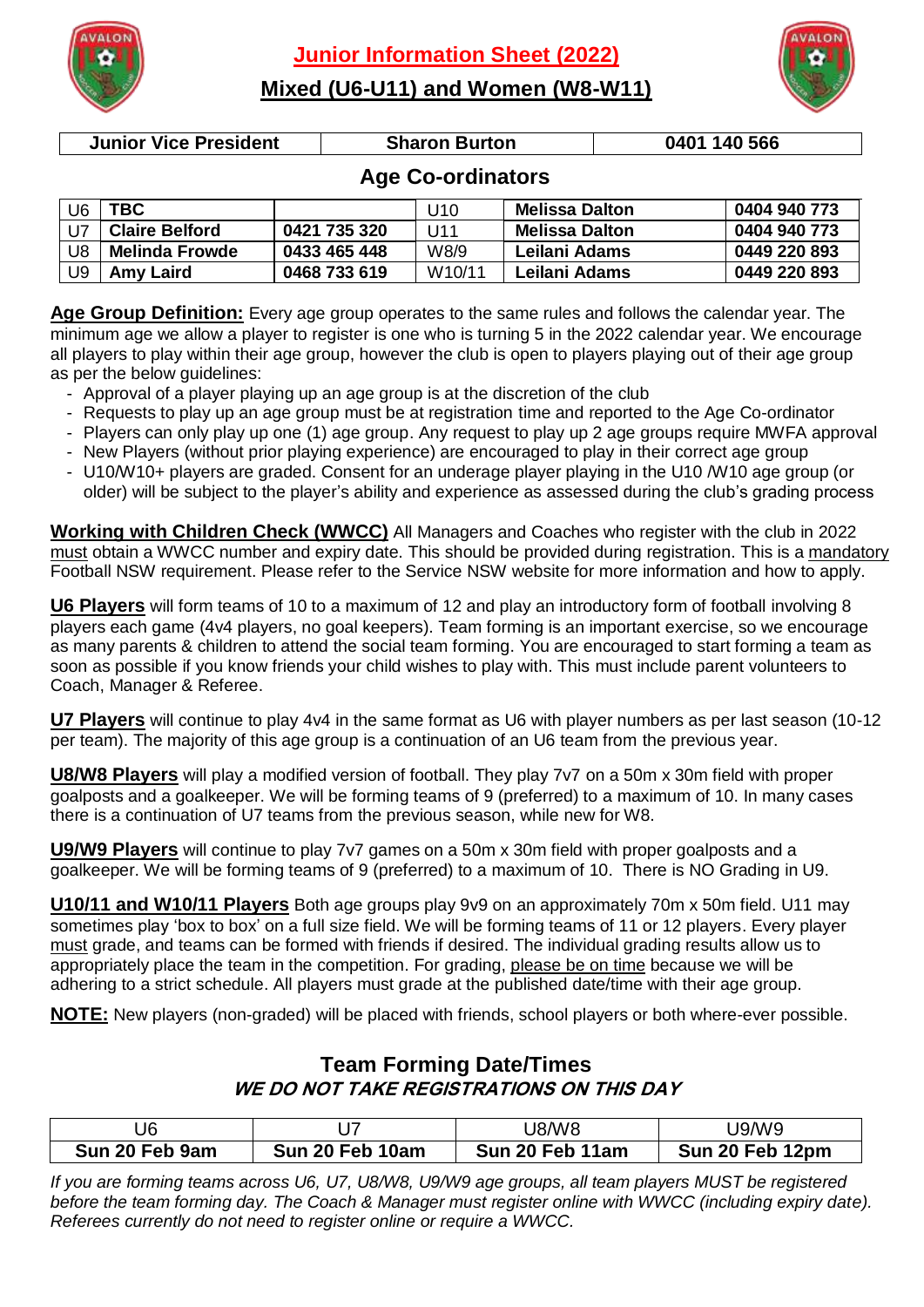# Junior Information Sheet (2022)

## Mixed (U6-U11) and Women (W8-W11)

| Junior Vice President | Sharon Burton | 0401 140 566 |
|---|---|---|

## Age Co-ordinators

| | | | | | |
|---|---|---|---|---|---|
| U6 | **TBC** | | U10 | **Melissa Dalton** | **0404 940 773** |
| U7 | **Claire Belford** | **0421 735 320** | U11 | **Melissa Dalton** | **0404 940 773** |
| U8 | **Melinda Frowde** | **0433 465 448** | W8/9 | **Leilani Adams** | **0449 220 893** |
| U9 | **Amy Laird** | **0468 733 619** | W10/11 | **Leilani Adams** | **0449 220 893** |

**Age Group Definition:** Every age group operates to the same rules and follows the calendar year. The minimum age we allow a player to register is one who is turning 5 in the 2022 calendar year. We encourage all players to play within their age group, however the club is open to players playing out of their age group as per the below guidelines:

- Approval of a player playing up an age group is at the discretion of the club
- Requests to play up an age group must be at registration time and reported to the Age Co-ordinator
- Players can only play up one (1) age group. Any request to play up 2 age groups require MWFA approval
- New Players (without prior playing experience) are encouraged to play in their correct age group
- U10/W10+ players are graded. Consent for an underage player playing in the U10 /W10 age group (or older) will be subject to the player's ability and experience as assessed during the club's grading process

**Working with Children Check (WWCC)** All Managers and Coaches who register with the club in 2022 must obtain a WWCC number and expiry date. This should be provided during registration. This is a mandatory Football NSW requirement. Please refer to the Service NSW website for more information and how to apply.

**U6 Players** will form teams of 10 to a maximum of 12 and play an introductory form of football involving 8 players each game (4v4 players, no goal keepers). Team forming is an important exercise, so we encourage as many parents & children to attend the social team forming. You are encouraged to start forming a team as soon as possible if you know friends your child wishes to play with. This must include parent volunteers to Coach, Manager & Referee.

**U7 Players** will continue to play 4v4 in the same format as U6 with player numbers as per last season (10-12 per team). The majority of this age group is a continuation of an U6 team from the previous year.

**U8/W8 Players** will play a modified version of football. They play 7v7 on a 50m x 30m field with proper goalposts and a goalkeeper. We will be forming teams of 9 (preferred) to a maximum of 10. In many cases there is a continuation of U7 teams from the previous season, while new for W8.

**U9/W9 Players** will continue to play 7v7 games on a 50m x 30m field with proper goalposts and a goalkeeper. We will be forming teams of 9 (preferred) to a maximum of 10. There is NO Grading in U9.

**U10/11 and W10/11 Players** Both age groups play 9v9 on an approximately 70m x 50m field. U11 may sometimes play 'box to box' on a full size field. We will be forming teams of 11 or 12 players. Every player must grade, and teams can be formed with friends if desired. The individual grading results allow us to appropriately place the team in the competition. For grading, please be on time because we will be adhering to a strict schedule. All players must grade at the published date/time with their age group.

**NOTE:** New players (non-graded) will be placed with friends, school players or both where-ever possible.

## Team Forming Date/Times

***WE DO NOT TAKE REGISTRATIONS ON THIS DAY***

| U6 | U7 | U8/W8 | U9/W9 |
|---|---|---|---|
| **Sun 20 Feb 9am** | **Sun 20 Feb 10am** | **Sun 20 Feb 11am** | **Sun 20 Feb 12pm** |

*If you are forming teams across U6, U7, U8/W8, U9/W9 age groups, all team players MUST be registered before the team forming day. The Coach & Manager must register online with WWCC (including expiry date). Referees currently do not need to register online or require a WWCC.*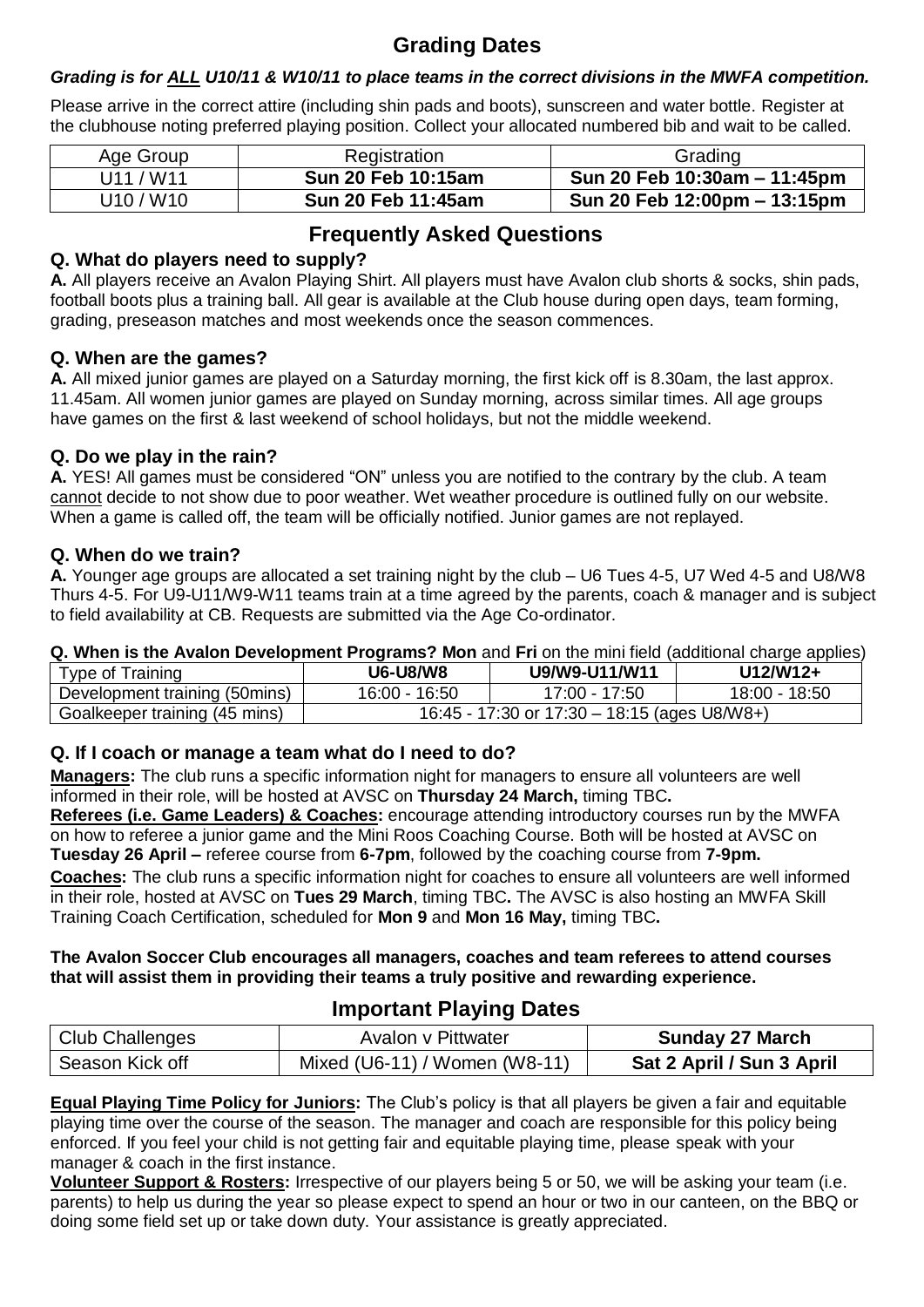## Grading Dates

***Grading is for ALL U10/11 & W10/11 to place teams in the correct divisions in the MWFA competition.***

Please arrive in the correct attire (including shin pads and boots), sunscreen and water bottle. Register at the clubhouse noting preferred playing position. Collect your allocated numbered bib and wait to be called.

| Age Group | Registration | Grading |
|---|---|---|
| U11 / W11 | **Sun 20 Feb 10:15am** | **Sun 20 Feb 10:30am – 11:45pm** |
| U10 / W10 | **Sun 20 Feb 11:45am** | **Sun 20 Feb 12:00pm – 13:15pm** |

## Frequently Asked Questions

### Q. What do players need to supply?

**A.** All players receive an Avalon Playing Shirt. All players must have Avalon club shorts & socks, shin pads, football boots plus a training ball. All gear is available at the Club house during open days, team forming, grading, preseason matches and most weekends once the season commences.

### Q. When are the games?

**A.** All mixed junior games are played on a Saturday morning, the first kick off is 8.30am, the last approx. 11.45am. All women junior games are played on Sunday morning, across similar times. All age groups have games on the first & last weekend of school holidays, but not the middle weekend.

### Q. Do we play in the rain?

**A.** YES! All games must be considered "ON" unless you are notified to the contrary by the club. A team cannot decide to not show due to poor weather. Wet weather procedure is outlined fully on our website. When a game is called off, the team will be officially notified. Junior games are not replayed.

### Q. When do we train?

**A.** Younger age groups are allocated a set training night by the club – U6 Tues 4-5, U7 Wed 4-5 and U8/W8 Thurs 4-5. For U9-U11/W9-W11 teams train at a time agreed by the parents, coach & manager and is subject to field availability at CB. Requests are submitted via the Age Co-ordinator.

**Q. When is the Avalon Development Programs? Mon** and **Fri** on the mini field (additional charge applies)

| Type of Training | U6-U8/W8 | U9/W9-U11/W11 | U12/W12+ |
|---|---|---|---|
| Development training (50mins) | 16:00 - 16:50 | 17:00 - 17:50 | 18:00 - 18:50 |
| Goalkeeper training (45 mins) | 16:45 - 17:30 or 17:30 – 18:15 (ages U8/W8+) | | |

### Q. If I coach or manage a team what do I need to do?

**Managers:** The club runs a specific information night for managers to ensure all volunteers are well informed in their role, will be hosted at AVSC on **Thursday 24 March,** timing TBC**.**

**Referees (i.e. Game Leaders) & Coaches:** encourage attending introductory courses run by the MWFA on how to referee a junior game and the Mini Roos Coaching Course. Both will be hosted at AVSC on **Tuesday 26 April –** referee course from **6-7pm**, followed by the coaching course from **7-9pm.**

**Coaches:** The club runs a specific information night for coaches to ensure all volunteers are well informed in their role, hosted at AVSC on **Tues 29 March**, timing TBC**.** The AVSC is also hosting an MWFA Skill Training Coach Certification, scheduled for **Mon 9** and **Mon 16 May,** timing TBC**.**

**The Avalon Soccer Club encourages all managers, coaches and team referees to attend courses that will assist them in providing their teams a truly positive and rewarding experience.**

## Important Playing Dates

| | | |
|---|---|---|
| Club Challenges | Avalon v Pittwater | **Sunday 27 March** |
| Season Kick off | Mixed (U6-11) / Women (W8-11) | **Sat 2 April / Sun 3 April** |

**Equal Playing Time Policy for Juniors:** The Club's policy is that all players be given a fair and equitable playing time over the course of the season. The manager and coach are responsible for this policy being enforced. If you feel your child is not getting fair and equitable playing time, please speak with your manager & coach in the first instance.

**Volunteer Support & Rosters:** Irrespective of our players being 5 or 50, we will be asking your team (i.e. parents) to help us during the year so please expect to spend an hour or two in our canteen, on the BBQ or doing some field set up or take down duty. Your assistance is greatly appreciated.